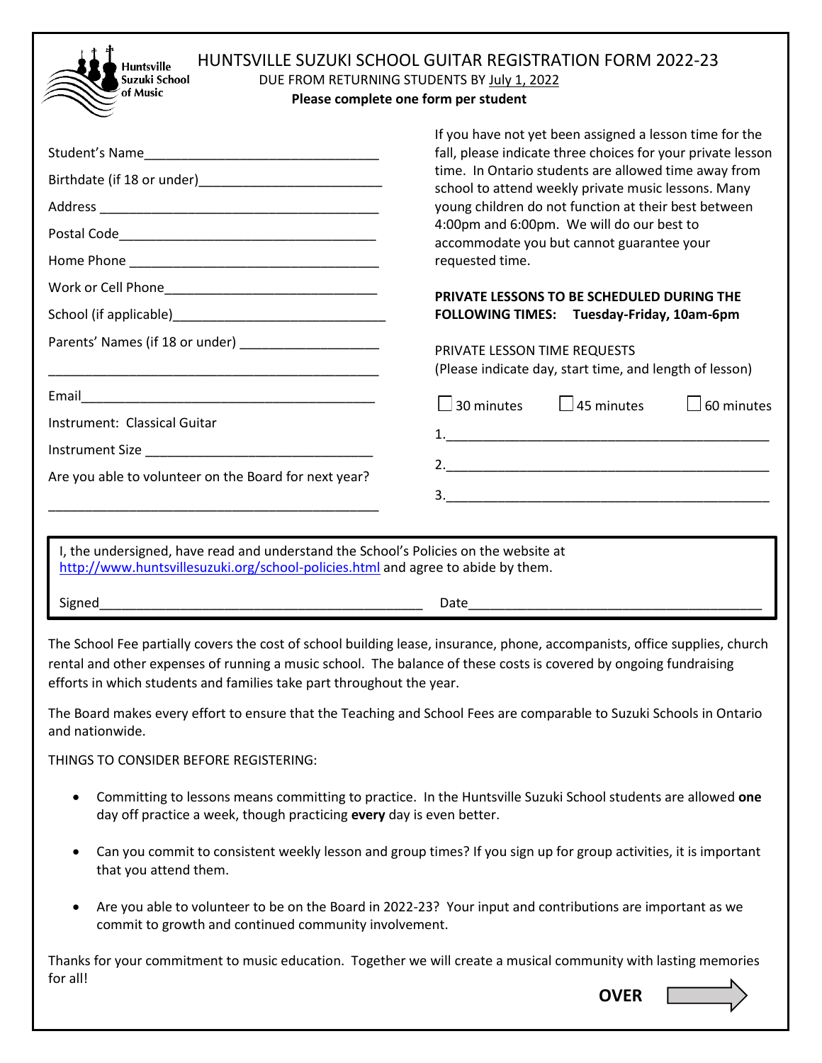# HUNTSVILLE SUZUKI SCHOOL GUITAR REGISTRATION FORM 2022-23

DUE FROM RETURNING STUDENTS BY July 1, 2022

**Please complete one form per student**

Student's Name_______________________________

Birthdate (if 18 or under)________________________

Address _______________________________________

Postal Code____________________________________

Home Phone ___________________________________

Work or Cell Phone_____________________________

School (if applicable)____________________________

Parents' Names (if 18 or under) ___________________

_____________________________________________

Email_________________________________________

Instrument: Classical Guitar

Instrument Size ______________________________

Are you able to volunteer on the Board for next year?

_____________________________________________

If you have not yet been assigned a lesson time for the fall, please indicate three choices for your private lesson time. In Ontario students are allowed time away from school to attend weekly private music lessons. Many young children do not function at their best between 4:00pm and 6:00pm. We will do our best to accommodate you but cannot guarantee your requested time.

**PRIVATE LESSONS TO BE SCHEDULED DURING THE FOLLOWING TIMES: Tuesday-Friday, 10am-6pm**

PRIVATE LESSON TIME REQUESTS
(Please indicate day, start time, and length of lesson)

☐ 30 minutes ☐ 45 minutes ☐ 60 minutes

1.____________________________________________

2.____________________________________________

3.____________________________________________

I, the undersigned, have read and understand the School's Policies on the website at http://www.huntsvillesuzuki.org/school-policies.html and agree to abide by them.

Signed__________________________________________ Date________________________________________

The School Fee partially covers the cost of school building lease, insurance, phone, accompanists, office supplies, church rental and other expenses of running a music school. The balance of these costs is covered by ongoing fundraising efforts in which students and families take part throughout the year.

The Board makes every effort to ensure that the Teaching and School Fees are comparable to Suzuki Schools in Ontario and nationwide.

THINGS TO CONSIDER BEFORE REGISTERING:

- Committing to lessons means committing to practice. In the Huntsville Suzuki School students are allowed **one** day off practice a week, though practicing **every** day is even better.
- Can you commit to consistent weekly lesson and group times? If you sign up for group activities, it is important that you attend them.
- Are you able to volunteer to be on the Board in 2022-23? Your input and contributions are important as we commit to growth and continued community involvement.

Thanks for your commitment to music education. Together we will create a musical community with lasting memories for all!

**OVER** ⇨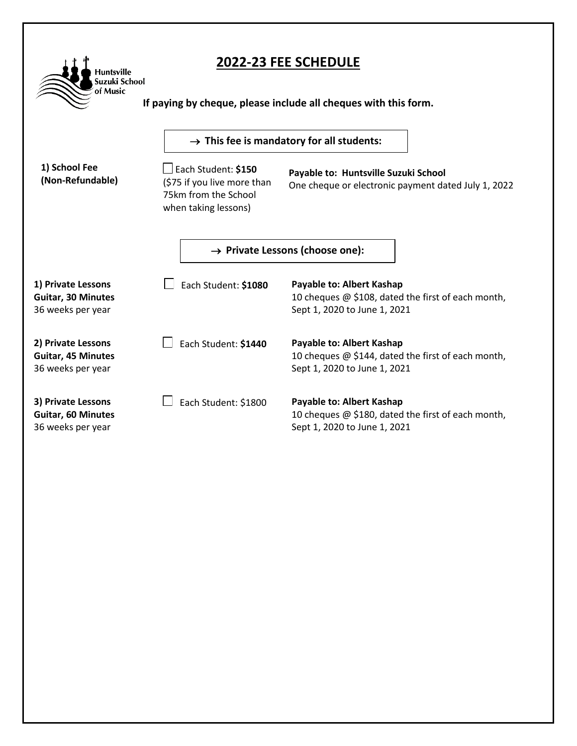Huntsville Suzuki School of Music

# 2022-23 FEE SCHEDULE

**If paying by cheque, please include all cheques with this form.**

**→ This fee is mandatory for all students:**

| | | |
|---|---|---|
| **1) School Fee (Non-Refundable)** | ☐ Each Student: **$150** ($75 if you live more than 75km from the School when taking lessons) | **Payable to: Huntsville Suzuki School** One cheque or electronic payment dated July 1, 2022 |

**→ Private Lessons (choose one):**

| | | |
|---|---|---|
| **1) Private Lessons Guitar, 30 Minutes** 36 weeks per year | ☐ Each Student: **$1080** | **Payable to: Albert Kashap** 10 cheques @ $108, dated the first of each month, Sept 1, 2020 to June 1, 2021 |
| **2) Private Lessons Guitar, 45 Minutes** 36 weeks per year | ☐ Each Student: **$1440** | **Payable to: Albert Kashap** 10 cheques @ $144, dated the first of each month, Sept 1, 2020 to June 1, 2021 |
| **3) Private Lessons Guitar, 60 Minutes** 36 weeks per year | ☐ Each Student: $1800 | **Payable to: Albert Kashap** 10 cheques @ $180, dated the first of each month, Sept 1, 2020 to June 1, 2021 |